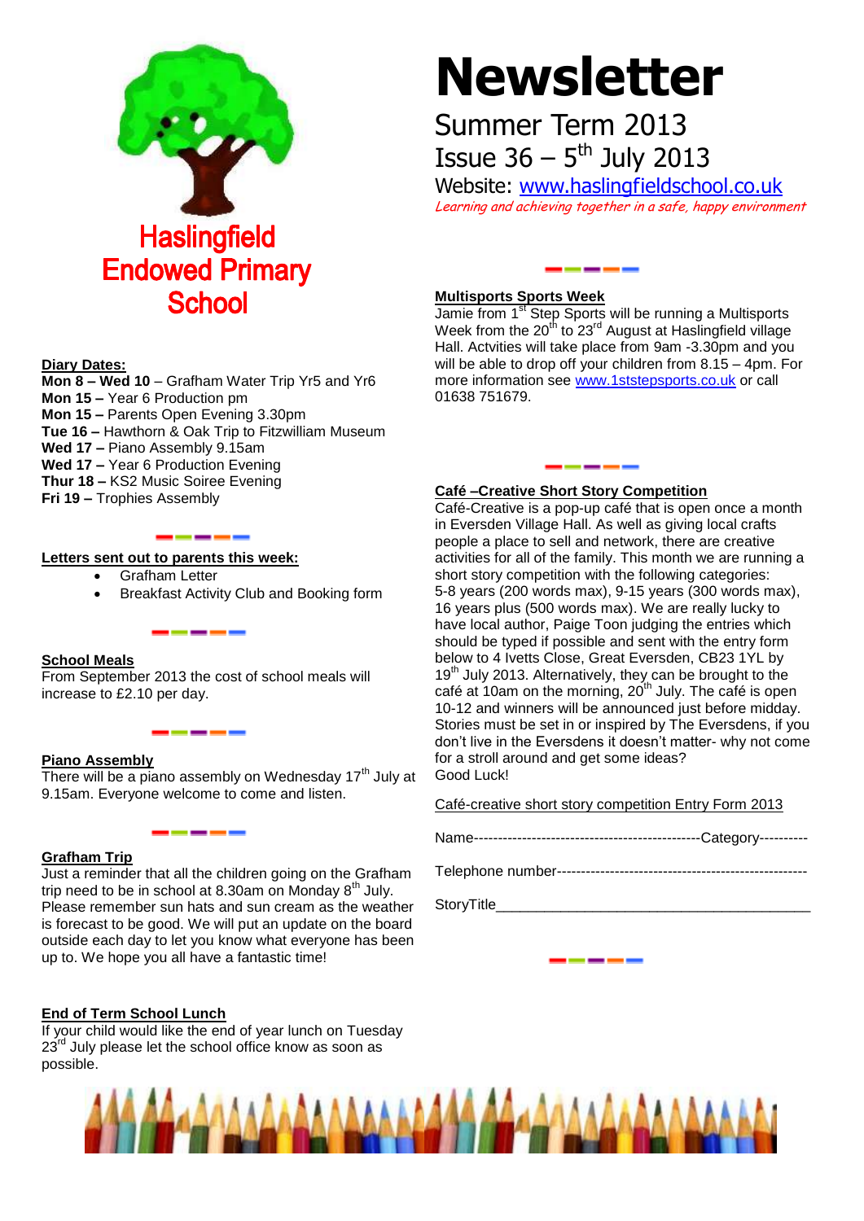# Haslingfield Endowed Primary School

# Newsletter

## Summer Term 2013

## Issue 36 – 5th July 2013

Website: [www.haslingfieldschool.co.uk](http://www.haslingfieldschool.co.uk)

*Learning and achieving together in a safe, happy environment*

**Diary Dates:**

**Mon 8 – Wed 10** – Grafham Water Trip Yr5 and Yr6
**Mon 15 –** Year 6 Production pm
**Mon 15 –** Parents Open Evening 3.30pm
**Tue 16 –** Hawthorn & Oak Trip to Fitzwilliam Museum
**Wed 17 –** Piano Assembly 9.15am
**Wed 17 –** Year 6 Production Evening
**Thur 18 –** KS2 Music Soiree Evening
**Fri 19 –** Trophies Assembly

**Letters sent out to parents this week:**

- Grafham Letter
- Breakfast Activity Club and Booking form

**School Meals**

From September 2013 the cost of school meals will increase to £2.10 per day.

**Piano Assembly**

There will be a piano assembly on Wednesday 17th July at 9.15am. Everyone welcome to come and listen.

**Grafham Trip**

Just a reminder that all the children going on the Grafham trip need to be in school at 8.30am on Monday 8th July. Please remember sun hats and sun cream as the weather is forecast to be good. We will put an update on the board outside each day to let you know what everyone has been up to. We hope you all have a fantastic time!

**End of Term School Lunch**

If your child would like the end of year lunch on Tuesday 23rd July please let the school office know as soon as possible.

**Multisports Sports Week**

Jamie from 1st Step Sports will be running a Multisports Week from the 20th to 23rd August at Haslingfield village Hall. Actvities will take place from 9am -3.30pm and you will be able to drop off your children from 8.15 – 4pm. For more information see [www.1ststepsports.co.uk](http://www.1ststepsports.co.uk) or call 01638 751679.

**Café –Creative Short Story Competition**

Café-Creative is a pop-up café that is open once a month in Eversden Village Hall. As well as giving local crafts people a place to sell and network, there are creative activities for all of the family. This month we are running a short story competition with the following categories: 5-8 years (200 words max), 9-15 years (300 words max), 16 years plus (500 words max). We are really lucky to have local author, Paige Toon judging the entries which should be typed if possible and sent with the entry form below to 4 Ivetts Close, Great Eversden, CB23 1YL by 19th July 2013. Alternatively, they can be brought to the café at 10am on the morning, 20th July. The café is open 10-12 and winners will be announced just before midday. Stories must be set in or inspired by The Eversdens, if you don't live in the Eversdens it doesn't matter- why not come for a stroll around and get some ideas?
Good Luck!

Café-creative short story competition Entry Form 2013

Name-----------------------------------------------Category----------

Telephone number----------------------------------------------------

StoryTitle_________________________________________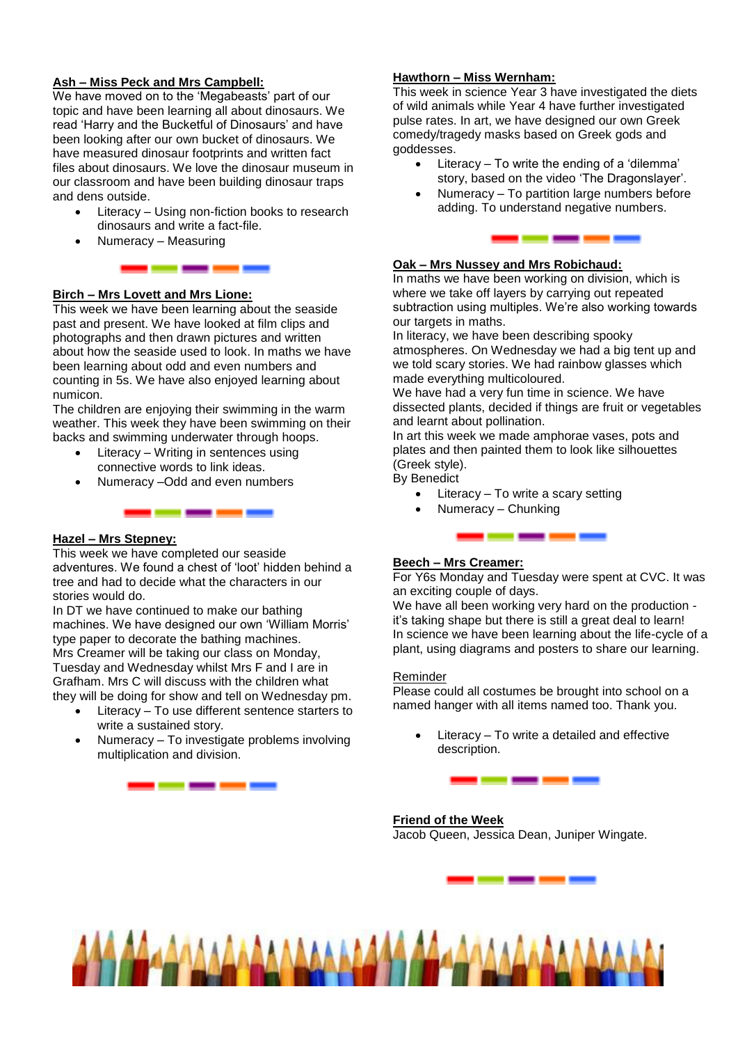**Ash – Miss Peck and Mrs Campbell:**

We have moved on to the 'Megabeasts' part of our topic and have been learning all about dinosaurs. We read 'Harry and the Bucketful of Dinosaurs' and have been looking after our own bucket of dinosaurs. We have measured dinosaur footprints and written fact files about dinosaurs. We love the dinosaur museum in our classroom and have been building dinosaur traps and dens outside.

- Literacy – Using non-fiction books to research dinosaurs and write a fact-file.
- Numeracy – Measuring

**Birch – Mrs Lovett and Mrs Lione:**

This week we have been learning about the seaside past and present. We have looked at film clips and photographs and then drawn pictures and written about how the seaside used to look. In maths we have been learning about odd and even numbers and counting in 5s. We have also enjoyed learning about numicon.

The children are enjoying their swimming in the warm weather. This week they have been swimming on their backs and swimming underwater through hoops.

- Literacy – Writing in sentences using connective words to link ideas.
- Numeracy –Odd and even numbers

**Hazel – Mrs Stepney:**

This week we have completed our seaside adventures. We found a chest of 'loot' hidden behind a tree and had to decide what the characters in our stories would do.

In DT we have continued to make our bathing machines. We have designed our own 'William Morris' type paper to decorate the bathing machines.

Mrs Creamer will be taking our class on Monday, Tuesday and Wednesday whilst Mrs F and I are in Grafham. Mrs C will discuss with the children what they will be doing for show and tell on Wednesday pm.

- Literacy – To use different sentence starters to write a sustained story.
- Numeracy – To investigate problems involving multiplication and division.

**Hawthorn – Miss Wernham:**

This week in science Year 3 have investigated the diets of wild animals while Year 4 have further investigated pulse rates. In art, we have designed our own Greek comedy/tragedy masks based on Greek gods and goddesses.

- Literacy – To write the ending of a 'dilemma' story, based on the video 'The Dragonslayer'.
- Numeracy – To partition large numbers before adding. To understand negative numbers.

**Oak – Mrs Nussey and Mrs Robichaud:**

In maths we have been working on division, which is where we take off layers by carrying out repeated subtraction using multiples. We're also working towards our targets in maths.

In literacy, we have been describing spooky atmospheres. On Wednesday we had a big tent up and we told scary stories. We had rainbow glasses which made everything multicoloured.

We have had a very fun time in science. We have dissected plants, decided if things are fruit or vegetables and learnt about pollination.

In art this week we made amphorae vases, pots and plates and then painted them to look like silhouettes (Greek style).

By Benedict

- Literacy – To write a scary setting
- Numeracy – Chunking

**Beech – Mrs Creamer:**

For Y6s Monday and Tuesday were spent at CVC. It was an exciting couple of days.

We have all been working very hard on the production - it's taking shape but there is still a great deal to learn!

In science we have been learning about the life-cycle of a plant, using diagrams and posters to share our learning.

Reminder

Please could all costumes be brought into school on a named hanger with all items named too. Thank you.

- Literacy – To write a detailed and effective description.

**Friend of the Week**

Jacob Queen, Jessica Dean, Juniper Wingate.